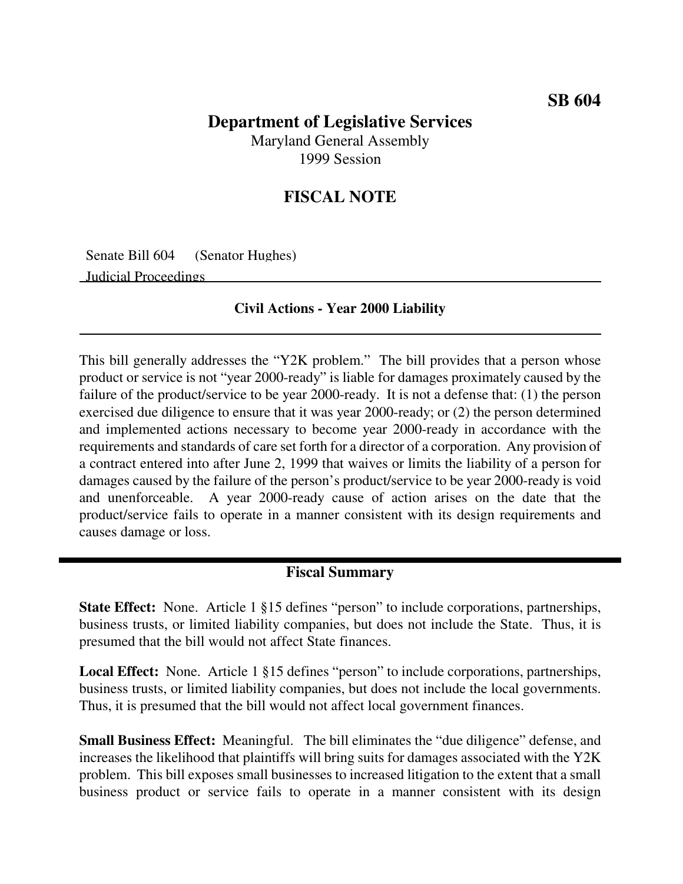SB 604

# Department of Legislative Services

Maryland General Assembly
1999 Session

## FISCAL NOTE

Senate Bill 604 (Senator Hughes)
Judicial Proceedings

### Civil Actions - Year 2000 Liability

This bill generally addresses the "Y2K problem." The bill provides that a person whose product or service is not "year 2000-ready" is liable for damages proximately caused by the failure of the product/service to be year 2000-ready. It is not a defense that: (1) the person exercised due diligence to ensure that it was year 2000-ready; or (2) the person determined and implemented actions necessary to become year 2000-ready in accordance with the requirements and standards of care set forth for a director of a corporation. Any provision of a contract entered into after June 2, 1999 that waives or limits the liability of a person for damages caused by the failure of the person's product/service to be year 2000-ready is void and unenforceable. A year 2000-ready cause of action arises on the date that the product/service fails to operate in a manner consistent with its design requirements and causes damage or loss.

## Fiscal Summary

**State Effect:** None. Article 1 §15 defines "person" to include corporations, partnerships, business trusts, or limited liability companies, but does not include the State. Thus, it is presumed that the bill would not affect State finances.

**Local Effect:** None. Article 1 §15 defines "person" to include corporations, partnerships, business trusts, or limited liability companies, but does not include the local governments. Thus, it is presumed that the bill would not affect local government finances.

**Small Business Effect:** Meaningful. The bill eliminates the "due diligence" defense, and increases the likelihood that plaintiffs will bring suits for damages associated with the Y2K problem. This bill exposes small businesses to increased litigation to the extent that a small business product or service fails to operate in a manner consistent with its design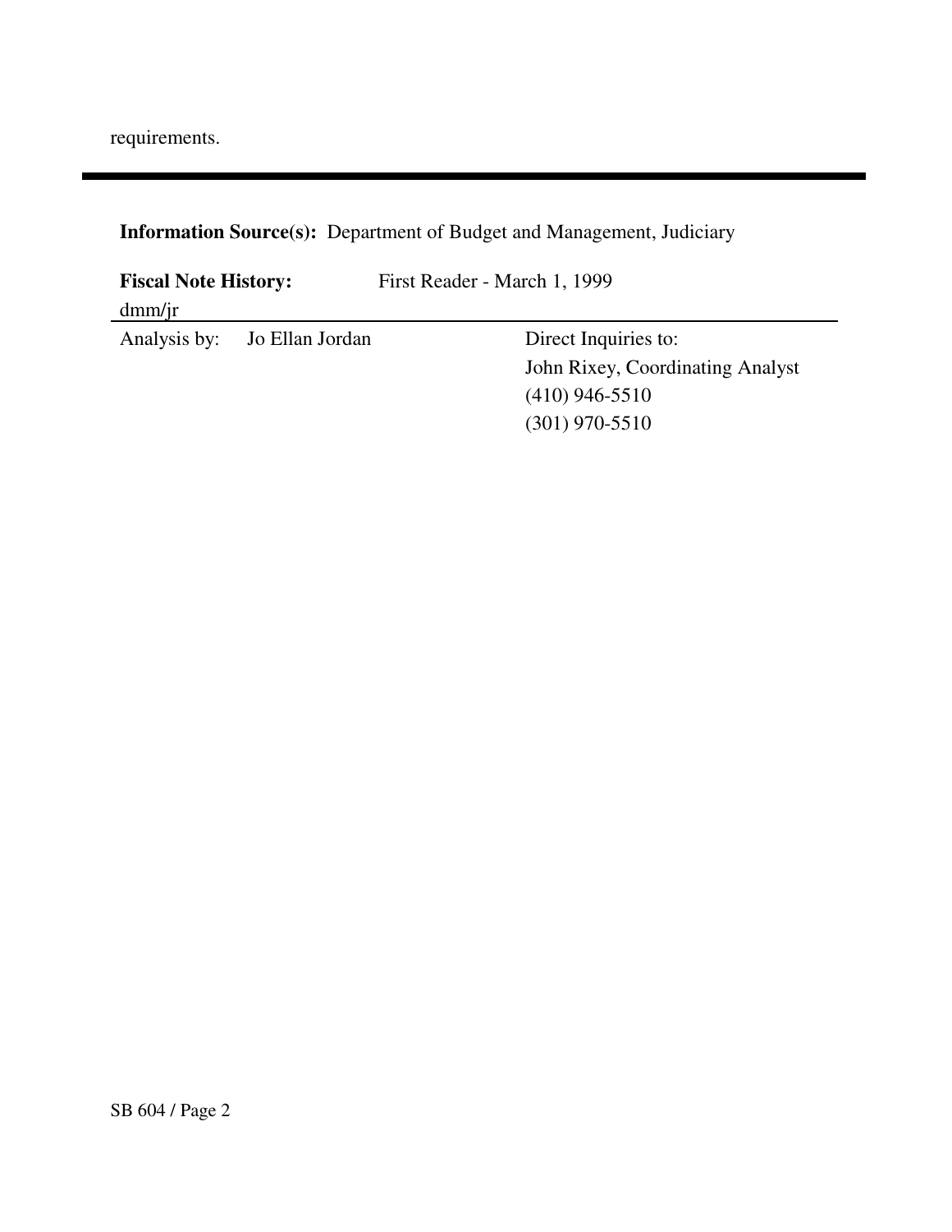requirements.

---

**Information Source(s):** Department of Budget and Management, Judiciary

**Fiscal Note History:** First Reader - March 1, 1999

dmm/jr

| | |
|---|---|
| Analysis by: Jo Ellan Jordan | Direct Inquiries to:<br>John Rixey, Coordinating Analyst<br>(410) 946-5510<br>(301) 970-5510 |